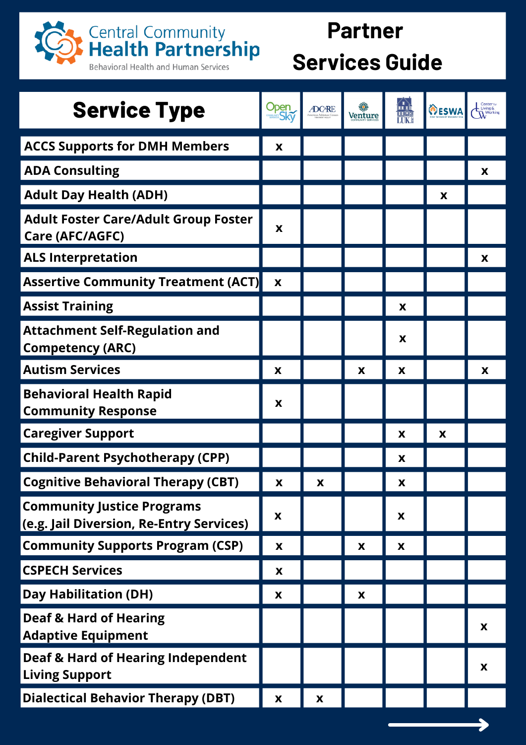# Central Community Health Partnership

Behavioral Health and Human Services

# Partner Services Guide

| Service Type | Open Sky | ADCARE | Venture | LUK | ESWA | Center for Living & Working |
|---|---|---|---|---|---|---|
| ACCS Supports for DMH Members | x | | | | | |
| ADA Consulting | | | | | | x |
| Adult Day Health (ADH) | | | | | x | |
| Adult Foster Care/Adult Group Foster Care (AFC/AGFC) | x | | | | | |
| ALS Interpretation | | | | | | x |
| Assertive Community Treatment (ACT) | x | | | | | |
| Assist Training | | | | x | | |
| Attachment Self-Regulation and Competency (ARC) | | | | x | | |
| Autism Services | x | | x | x | | x |
| Behavioral Health Rapid Community Response | x | | | | | |
| Caregiver Support | | | | x | x | |
| Child-Parent Psychotherapy (CPP) | | | | x | | |
| Cognitive Behavioral Therapy (CBT) | x | x | | x | | |
| Community Justice Programs (e.g. Jail Diversion, Re-Entry Services) | x | | | x | | |
| Community Supports Program (CSP) | x | | x | x | | |
| CSPECH Services | x | | | | | |
| Day Habilitation (DH) | x | | x | | | |
| Deaf & Hard of Hearing Adaptive Equipment | | | | | | x |
| Deaf & Hard of Hearing Independent Living Support | | | | | | x |
| Dialectical Behavior Therapy (DBT) | x | x | | | | |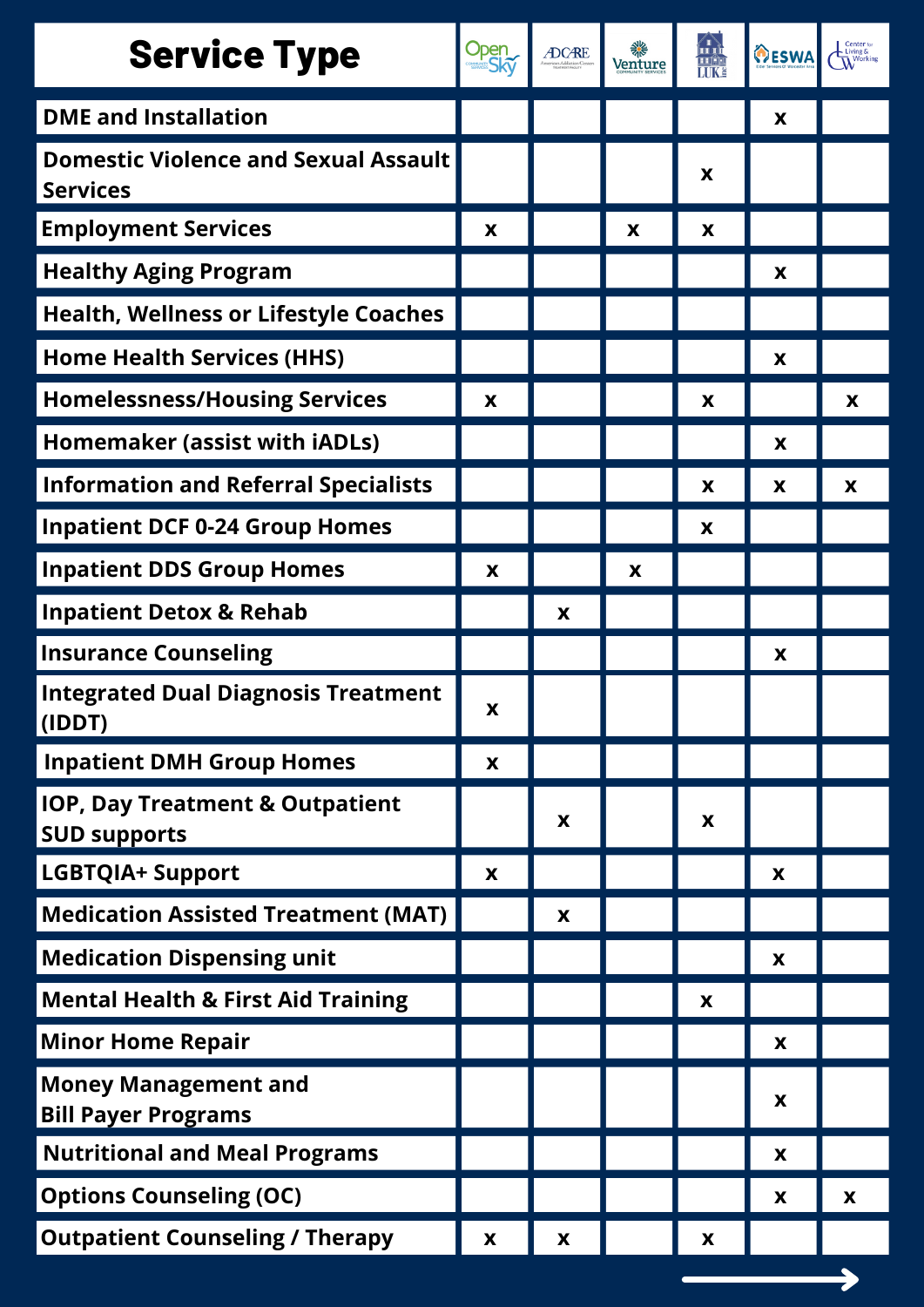| Service Type | Open Sky | ADCARE | Venture | LUK | ESWA | Center for Living & Working |
|---|---|---|---|---|---|---|
| DME and Installation | | | | | x | |
| Domestic Violence and Sexual Assault Services | | | | x | | |
| Employment Services | x | | x | x | | |
| Healthy Aging Program | | | | | x | |
| Health, Wellness or Lifestyle Coaches | | | | | | |
| Home Health Services (HHS) | | | | | x | |
| Homelessness/Housing Services | x | | | x | | x |
| Homemaker (assist with iADLs) | | | | | x | |
| Information and Referral Specialists | | | | x | x | x |
| Inpatient DCF 0-24 Group Homes | | | | x | | |
| Inpatient DDS Group Homes | x | | x | | | |
| Inpatient Detox & Rehab | | x | | | | |
| Insurance Counseling | | | | | x | |
| Integrated Dual Diagnosis Treatment (IDDT) | x | | | | | |
| Inpatient DMH Group Homes | x | | | | | |
| IOP, Day Treatment & Outpatient SUD supports | | x | | x | | |
| LGBTQIA+ Support | x | | | | x | |
| Medication Assisted Treatment (MAT) | | x | | | | |
| Medication Dispensing unit | | | | | x | |
| Mental Health & First Aid Training | | | | x | | |
| Minor Home Repair | | | | | x | |
| Money Management and Bill Payer Programs | | | | | x | |
| Nutritional and Meal Programs | | | | | x | |
| Options Counseling (OC) | | | | | x | x |
| Outpatient Counseling / Therapy | x | x | | x | | |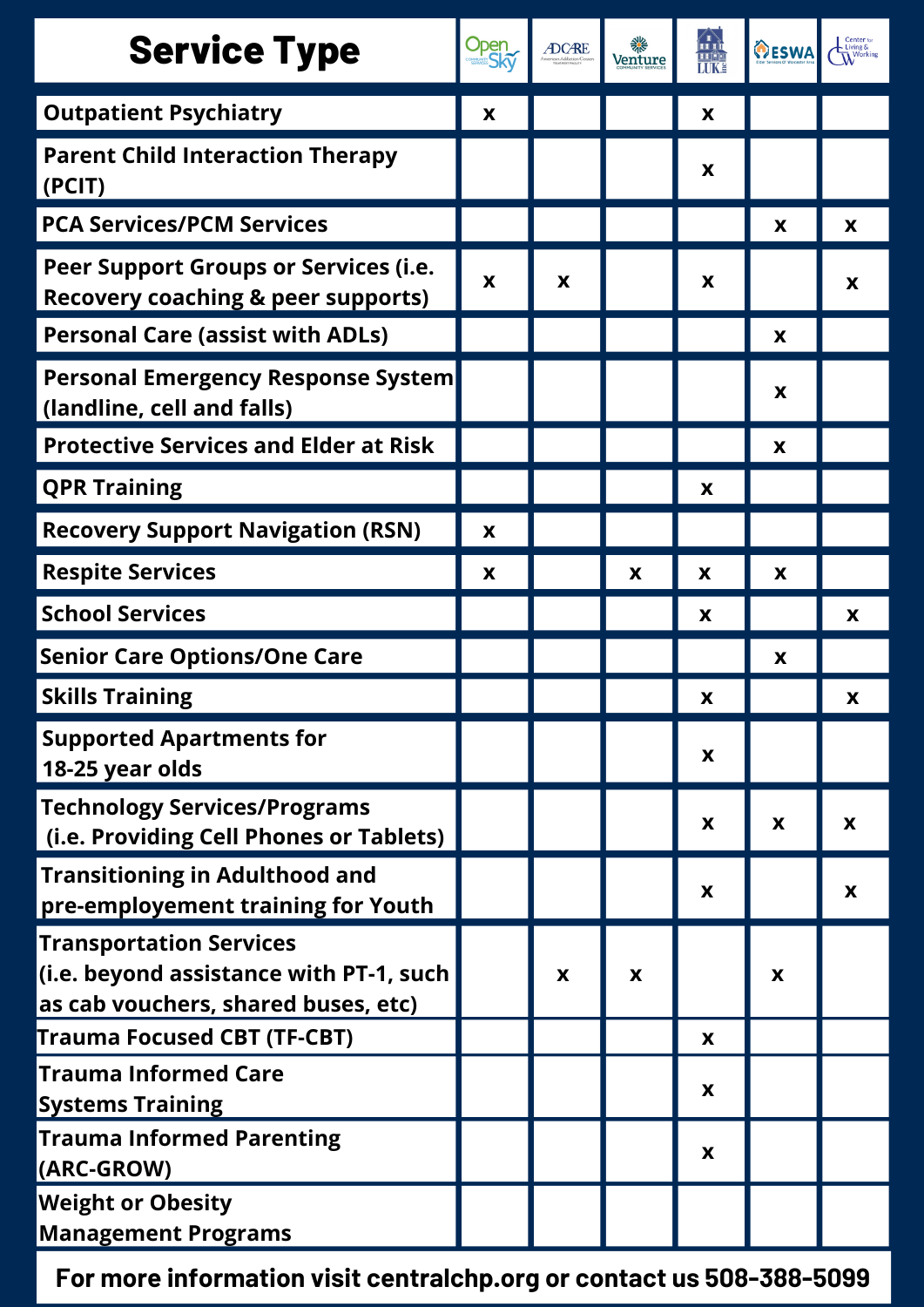| Service Type | Open Sky | ADCARE | Venture | LUK | ESWA | Center for Living & Working |
|---|---|---|---|---|---|---|
| Outpatient Psychiatry | x | | | x | | |
| Parent Child Interaction Therapy (PCIT) | | | | x | | |
| PCA Services/PCM Services | | | | | x | x |
| Peer Support Groups or Services (i.e. Recovery coaching & peer supports) | x | x | | x | | x |
| Personal Care (assist with ADLs) | | | | | x | |
| Personal Emergency Response System (landline, cell and falls) | | | | | x | |
| Protective Services and Elder at Risk | | | | | x | |
| QPR Training | | | | x | | |
| Recovery Support Navigation (RSN) | x | | | | | |
| Respite Services | x | | x | x | x | |
| School Services | | | | x | | x |
| Senior Care Options/One Care | | | | | x | |
| Skills Training | | | | x | | x |
| Supported Apartments for 18-25 year olds | | | | x | | |
| Technology Services/Programs (i.e. Providing Cell Phones or Tablets) | | | | x | x | x |
| Transitioning in Adulthood and pre-employement training for Youth | | | | x | | x |
| Transportation Services (i.e. beyond assistance with PT-1, such as cab vouchers, shared buses, etc) | | x | x | | x | |
| Trauma Focused CBT (TF-CBT) | | | | x | | |
| Trauma Informed Care Systems Training | | | | x | | |
| Trauma Informed Parenting (ARC-GROW) | | | | x | | |
| Weight or Obesity Management Programs | | | | | | |

**For more information visit centralchp.org or contact us 508-388-5099**